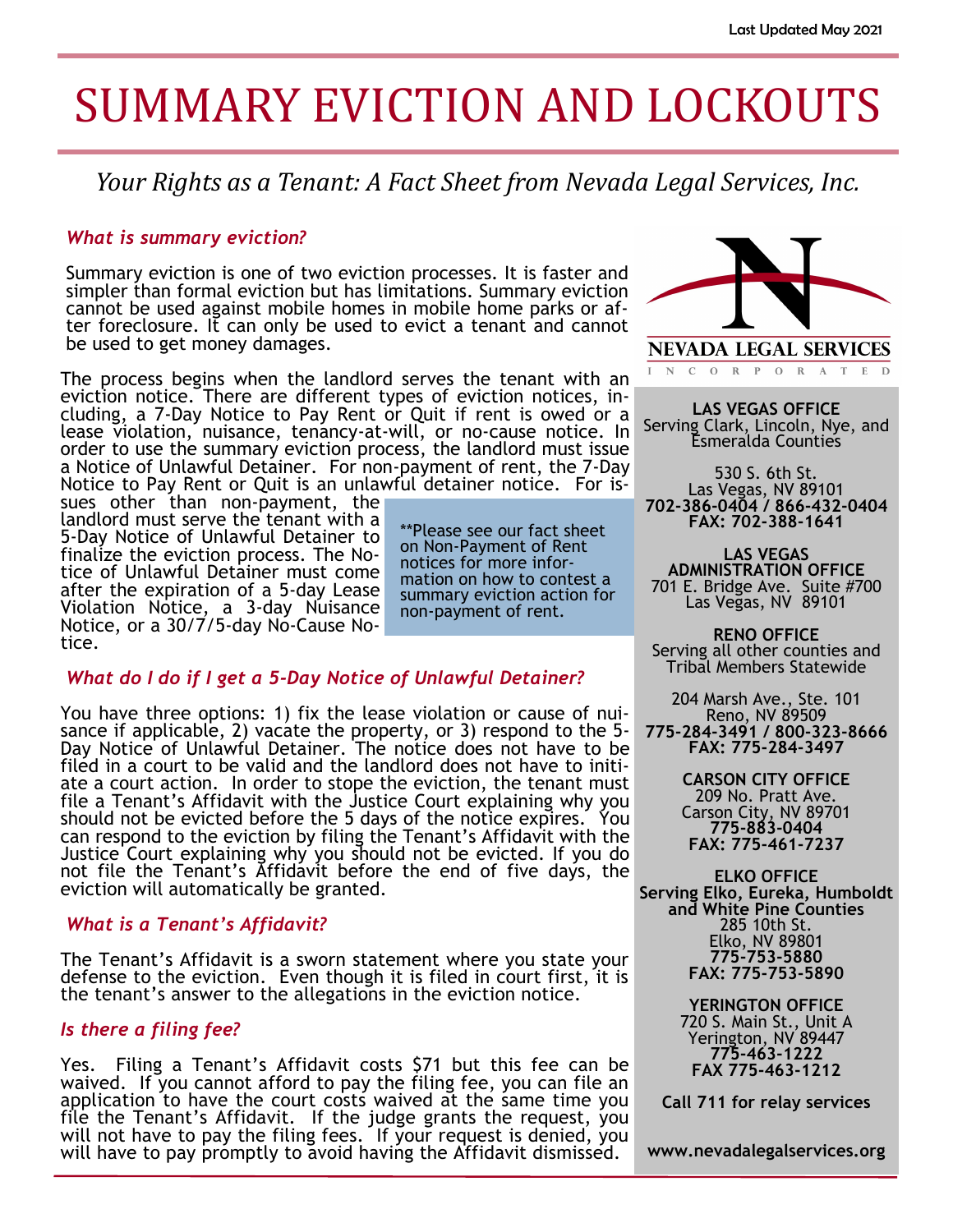Last Updated May 2021

# SUMMARY EVICTION AND LOCKOUTS

## *Your Rights as a Tenant: A Fact Sheet from Nevada Legal Services, Inc.*

### *What is summary eviction?*

Summary eviction is one of two eviction processes. It is faster and simpler than formal eviction but has limitations. Summary eviction cannot be used against mobile homes in mobile home parks or after foreclosure. It can only be used to evict a tenant and cannot be used to get money damages.

The process begins when the landlord serves the tenant with an eviction notice. There are different types of eviction notices, including, a 7-Day Notice to Pay Rent or Quit if rent is owed or a lease violation, nuisance, tenancy-at-will, or no-cause notice. In order to use the summary eviction process, the landlord must issue a Notice of Unlawful Detainer. For non-payment of rent, the 7-Day Notice to Pay Rent or Quit is an unlawful detainer notice. For issues other than non-payment, the landlord must serve the tenant with a 5-Day Notice of Unlawful Detainer to finalize the eviction process. The Notice of Unlawful Detainer must come after the expiration of a 5-day Lease Violation Notice, a 3-day Nuisance Notice, or a 30/7/5-day No-Cause Notice.

> **Please see our fact sheet on Non-Payment of Rent notices for more information on how to contest a summary eviction action for non-payment of rent.

### *What do I do if I get a 5-Day Notice of Unlawful Detainer?*

You have three options: 1) fix the lease violation or cause of nuisance if applicable, 2) vacate the property, or 3) respond to the 5-Day Notice of Unlawful Detainer. The notice does not have to be filed in a court to be valid and the landlord does not have to initiate a court action. In order to stope the eviction, the tenant must file a Tenant's Affidavit with the Justice Court explaining why you should not be evicted before the 5 days of the notice expires. You can respond to the eviction by filing the Tenant's Affidavit with the Justice Court explaining why you should not be evicted. If you do not file the Tenant's Affidavit before the end of five days, the eviction will automatically be granted.

### *What is a Tenant's Affidavit?*

The Tenant's Affidavit is a sworn statement where you state your defense to the eviction. Even though it is filed in court first, it is the tenant's answer to the allegations in the eviction notice.

### *Is there a filing fee?*

Yes. Filing a Tenant's Affidavit costs $71 but this fee can be waived. If you cannot afford to pay the filing fee, you can file an application to have the court costs waived at the same time you file the Tenant's Affidavit. If the judge grants the request, you will not have to pay the filing fees. If your request is denied, you will have to pay promptly to avoid having the Affidavit dismissed.

---

**NEVADA LEGAL SERVICES**
INCORPORATED

**LAS VEGAS OFFICE**
Serving Clark, Lincoln, Nye, and Esmeralda Counties

530 S. 6th St.
Las Vegas, NV 89101
**702-386-0404 / 866-432-0404**
**FAX: 702-388-1641**

**LAS VEGAS ADMINISTRATION OFFICE**
701 E. Bridge Ave. Suite #700
Las Vegas, NV 89101

**RENO OFFICE**
Serving all other counties and Tribal Members Statewide

204 Marsh Ave., Ste. 101
Reno, NV 89509
**775-284-3491 / 800-323-8666**
**FAX: 775-284-3497**

**CARSON CITY OFFICE**
209 No. Pratt Ave.
Carson City, NV 89701
**775-883-0404**
**FAX: 775-461-7237**

**ELKO OFFICE**
**Serving Elko, Eureka, Humboldt and White Pine Counties**
285 10th St.
Elko, NV 89801
**775-753-5880**
**FAX: 775-753-5890**

**YERINGTON OFFICE**
720 S. Main St., Unit A
Yerington, NV 89447
**775-463-1222**
**FAX 775-463-1212**

**Call 711 for relay services**

**www.nevadalegalservices.org**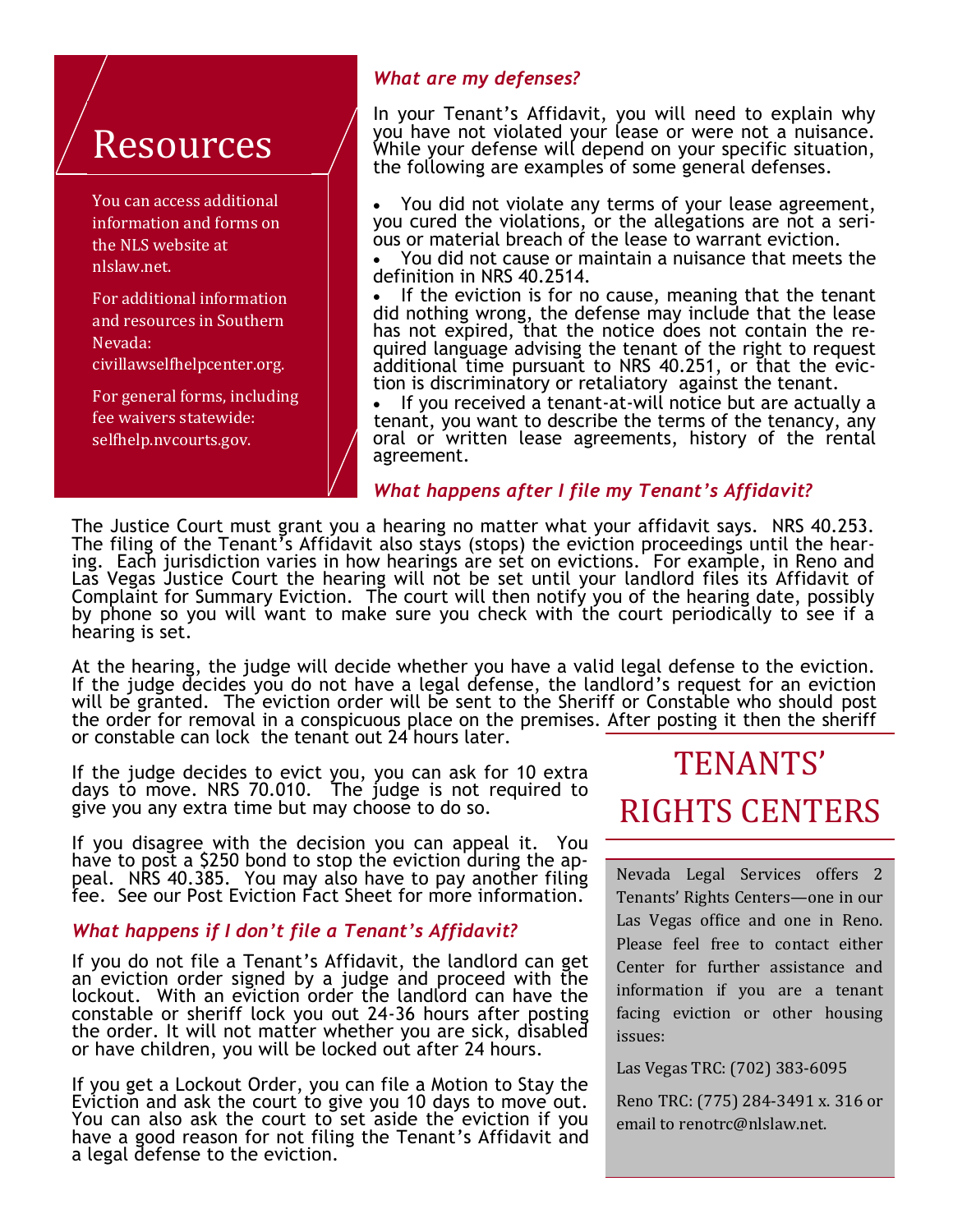## Resources

You can access additional information and forms on the NLS website at nlslaw.net.

For additional information and resources in Southern Nevada: civillawselfhelpcenter.org.

For general forms, including fee waivers statewide: selfhelp.nvcourts.gov.

### *What are my defenses?*

In your Tenant's Affidavit, you will need to explain why you have not violated your lease or were not a nuisance. While your defense will depend on your specific situation, the following are examples of some general defenses.

- You did not violate any terms of your lease agreement, you cured the violations, or the allegations are not a serious or material breach of the lease to warrant eviction.
- You did not cause or maintain a nuisance that meets the definition in NRS 40.2514.
- If the eviction is for no cause, meaning that the tenant did nothing wrong, the defense may include that the lease has not expired, that the notice does not contain the required language advising the tenant of the right to request additional time pursuant to NRS 40.251, or that the eviction is discriminatory or retaliatory against the tenant.
- If you received a tenant-at-will notice but are actually a tenant, you want to describe the terms of the tenancy, any oral or written lease agreements, history of the rental agreement.

### *What happens after I file my Tenant's Affidavit?*

The Justice Court must grant you a hearing no matter what your affidavit says. NRS 40.253. The filing of the Tenant's Affidavit also stays (stops) the eviction proceedings until the hearing. Each jurisdiction varies in how hearings are set on evictions. For example, in Reno and Las Vegas Justice Court the hearing will not be set until your landlord files its Affidavit of Complaint for Summary Eviction. The court will then notify you of the hearing date, possibly by phone so you will want to make sure you check with the court periodically to see if a hearing is set.

At the hearing, the judge will decide whether you have a valid legal defense to the eviction. If the judge decides you do not have a legal defense, the landlord's request for an eviction will be granted. The eviction order will be sent to the Sheriff or Constable who should post the order for removal in a conspicuous place on the premises. After posting it then the sheriff or constable can lock the tenant out 24 hours later.

If the judge decides to evict you, you can ask for 10 extra days to move. NRS 70.010. The judge is not required to give you any extra time but may choose to do so.

If you disagree with the decision you can appeal it. You have to post a $250 bond to stop the eviction during the appeal. NRS 40.385. You may also have to pay another filing fee. See our Post Eviction Fact Sheet for more information.

### *What happens if I don't file a Tenant's Affidavit?*

If you do not file a Tenant's Affidavit, the landlord can get an eviction order signed by a judge and proceed with the lockout. With an eviction order the landlord can have the constable or sheriff lock you out 24-36 hours after posting the order. It will not matter whether you are sick, disabled or have children, you will be locked out after 24 hours.

If you get a Lockout Order, you can file a Motion to Stay the Eviction and ask the court to give you 10 days to move out. You can also ask the court to set aside the eviction if you have a good reason for not filing the Tenant's Affidavit and a legal defense to the eviction.

## TENANTS' RIGHTS CENTERS

Nevada Legal Services offers 2 Tenants' Rights Centers—one in our Las Vegas office and one in Reno. Please feel free to contact either Center for further assistance and information if you are a tenant facing eviction or other housing issues:

Las Vegas TRC: (702) 383-6095

Reno TRC: (775) 284-3491 x. 316 or email to renotrc@nlslaw.net.